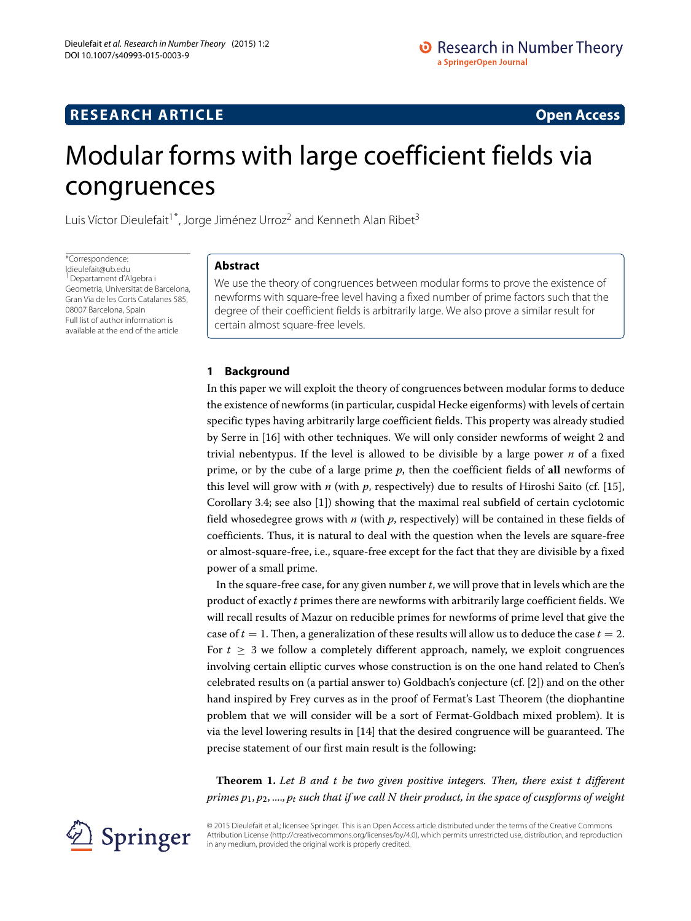**RESEARCH ARTICLE** **Open Access**

# Modular forms with large coefficient fields via congruences

Luis Víctor Dieulefait[1*], Jorge Jiménez Urroz[2] and Kenneth Alan Ribet[3]

*Correspondence: ldieulefait@ub.edu
[1] Departament d'Algebra i Geometria, Universitat de Barcelona, Gran Via de les Corts Catalanes 585, 08007 Barcelona, Spain
Full list of author information is available at the end of the article

## Abstract

We use the theory of congruences between modular forms to prove the existence of newforms with square-free level having a fixed number of prime factors such that the degree of their coefficient fields is arbitrarily large. We also prove a similar result for certain almost square-free levels.

## 1 Background

In this paper we will exploit the theory of congruences between modular forms to deduce the existence of newforms (in particular, cuspidal Hecke eigenforms) with levels of certain specific types having arbitrarily large coefficient fields. This property was already studied by Serre in [16] with other techniques. We will only consider newforms of weight 2 and trivial nebentypus. If the level is allowed to be divisible by a large power $n$ of a fixed prime, or by the cube of a large prime $p$, then the coefficient fields of **all** newforms of this level will grow with $n$ (with $p$, respectively) due to results of Hiroshi Saito (cf. [15], Corollary 3.4; see also [1]) showing that the maximal real subfield of certain cyclotomic field whosedegree grows with $n$ (with $p$, respectively) will be contained in these fields of coefficients. Thus, it is natural to deal with the question when the levels are square-free or almost-square-free, i.e., square-free except for the fact that they are divisible by a fixed power of a small prime.

In the square-free case, for any given number $t$, we will prove that in levels which are the product of exactly $t$ primes there are newforms with arbitrarily large coefficient fields. We will recall results of Mazur on reducible primes for newforms of prime level that give the case of $t = 1$. Then, a generalization of these results will allow us to deduce the case $t = 2$. For $t \geq 3$ we follow a completely different approach, namely, we exploit congruences involving certain elliptic curves whose construction is on the one hand related to Chen's celebrated results on (a partial answer to) Goldbach's conjecture (cf. [2]) and on the other hand inspired by Frey curves as in the proof of Fermat's Last Theorem (the diophantine problem that we will consider will be a sort of Fermat-Goldbach mixed problem). It is via the level lowering results in [14] that the desired congruence will be guaranteed. The precise statement of our first main result is the following:

**Theorem 1.** *Let $B$ and $t$ be two given positive integers. Then, there exist $t$ different primes $p_1, p_2, ...., p_t$ such that if we call $N$ their product, in the space of cuspforms of weight*

© 2015 Dieulefait et al.; licensee Springer. This is an Open Access article distributed under the terms of the Creative Commons Attribution License (http://creativecommons.org/licenses/by/4.0), which permits unrestricted use, distribution, and reproduction in any medium, provided the original work is properly credited.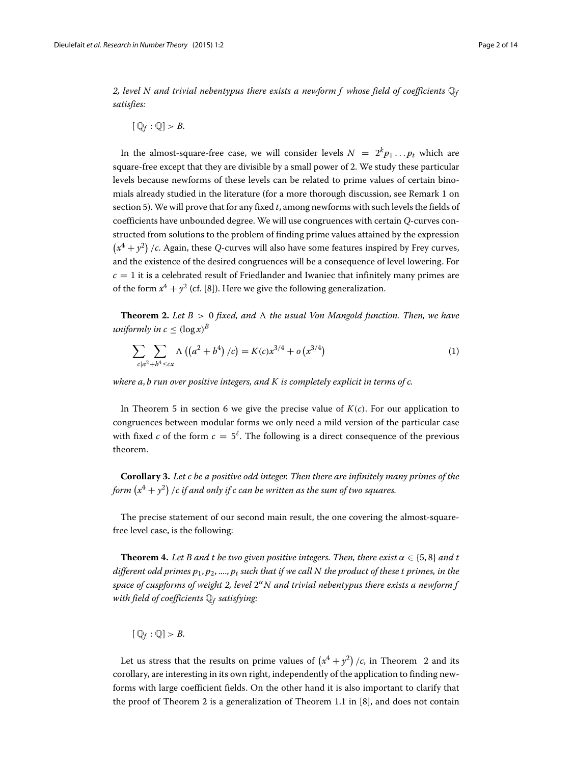*2, level $N$ and trivial nebentypus there exists a newform $f$ whose field of coefficients $\mathbb{Q}_f$ satisfies:*

$$[\mathbb{Q}_f : \mathbb{Q}] > B.$$

In the almost-square-free case, we will consider levels $N = 2^k p_1 \ldots p_t$ which are square-free except that they are divisible by a small power of 2. We study these particular levels because newforms of these levels can be related to prime values of certain binomials already studied in the literature (for a more thorough discussion, see Remark 1 on section 5). We will prove that for any fixed $t$, among newforms with such levels the fields of coefficients have unbounded degree. We will use congruences with certain $Q$-curves constructed from solutions to the problem of finding prime values attained by the expression $\left(x^4 + y^2\right)/c$. Again, these $Q$-curves will also have some features inspired by Frey curves, and the existence of the desired congruences will be a consequence of level lowering. For $c = 1$ it is a celebrated result of Friedlander and Iwaniec that infinitely many primes are of the form $x^4 + y^2$ (cf. [8]). Here we give the following generalization.

**Theorem 2.** *Let $B > 0$ fixed, and $\Lambda$ the usual Von Mangold function. Then, we have uniformly in $c \leq (\log x)^B$*

$$\sum_{c|a^2+b^4 \leq cx} \sum \Lambda\left(\left(a^2 + b^4\right)/c\right) = K(c)x^{3/4} + o\left(x^{3/4}\right) \tag{1}$$

*where $a, b$ run over positive integers, and $K$ is completely explicit in terms of $c$.*

In Theorem 5 in section 6 we give the precise value of $K(c)$. For our application to congruences between modular forms we only need a mild version of the particular case with fixed $c$ of the form $c = 5^\ell$. The following is a direct consequence of the previous theorem.

**Corollary 3.** *Let $c$ be a positive odd integer. Then there are infinitely many primes of the form $\left(x^4 + y^2\right)/c$ if and only if $c$ can be written as the sum of two squares.*

The precise statement of our second main result, the one covering the almost-square-free level case, is the following:

**Theorem 4.** *Let $B$ and $t$ be two given positive integers. Then, there exist $\alpha \in \{5, 8\}$ and $t$ different odd primes $p_1, p_2, ...., p_t$ such that if we call $N$ the product of these $t$ primes, in the space of cuspforms of weight 2, level $2^\alpha N$ and trivial nebentypus there exists a newform $f$ with field of coefficients $\mathbb{Q}_f$ satisfying:*

$$[\mathbb{Q}_f : \mathbb{Q}] > B.$$

Let us stress that the results on prime values of $\left(x^4 + y^2\right)/c$, in Theorem 2 and its corollary, are interesting in its own right, independently of the application to finding newforms with large coefficient fields. On the other hand it is also important to clarify that the proof of Theorem 2 is a generalization of Theorem 1.1 in [8], and does not contain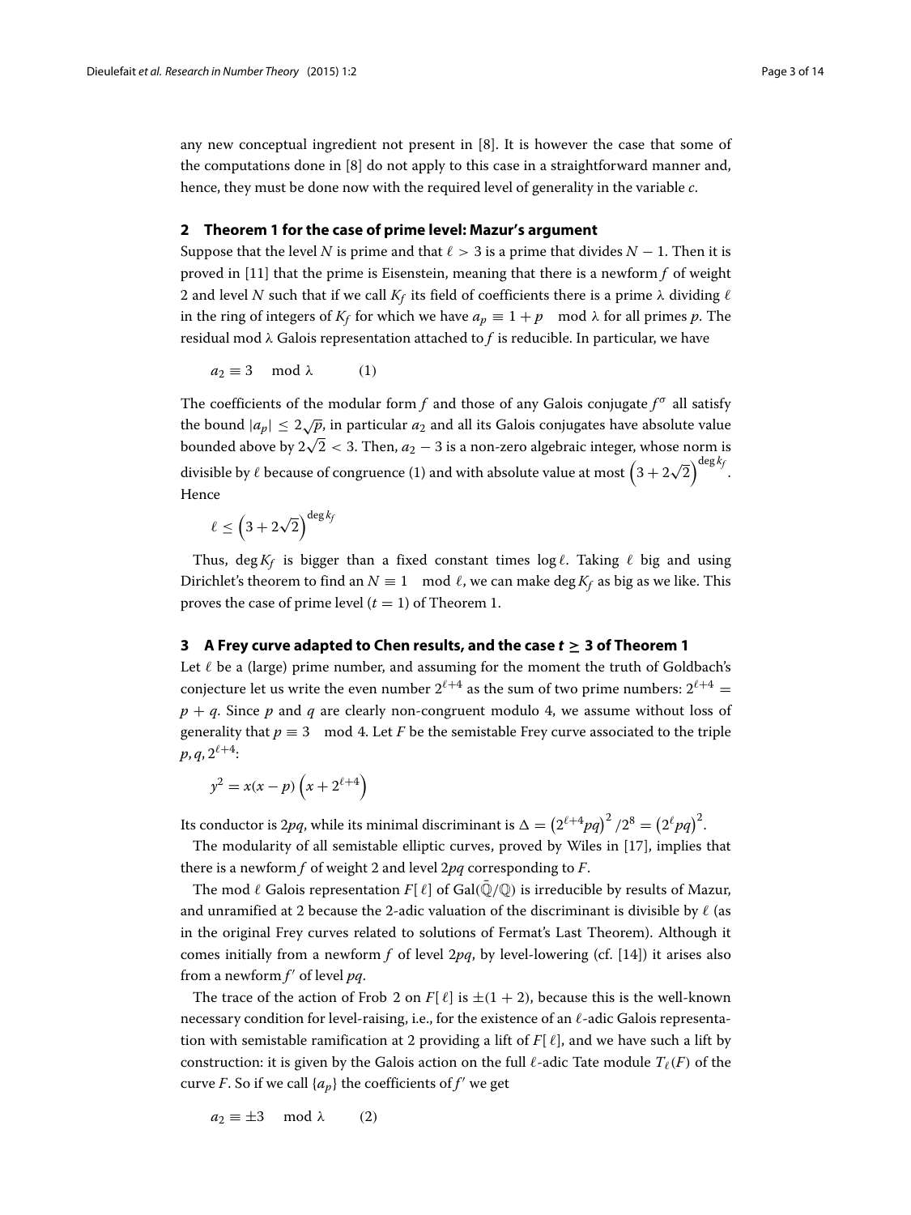any new conceptual ingredient not present in [8]. It is however the case that some of the computations done in [8] do not apply to this case in a straightforward manner and, hence, they must be done now with the required level of generality in the variable $c$.

## 2 Theorem 1 for the case of prime level: Mazur's argument

Suppose that the level $N$ is prime and that $\ell > 3$ is a prime that divides $N - 1$. Then it is proved in [11] that the prime is Eisenstein, meaning that there is a newform $f$ of weight 2 and level $N$ such that if we call $K_f$ its field of coefficients there is a prime $\lambda$ dividing $\ell$ in the ring of integers of $K_f$ for which we have $a_p \equiv 1 + p \mod \lambda$ for all primes $p$. The residual mod $\lambda$ Galois representation attached to $f$ is reducible. In particular, we have

$$a_2 \equiv 3 \mod \lambda \qquad (1)$$

The coefficients of the modular form $f$ and those of any Galois conjugate $f^\sigma$ all satisfy the bound $|a_p| \leq 2\sqrt{p}$, in particular $a_2$ and all its Galois conjugates have absolute value bounded above by $2\sqrt{2} < 3$. Then, $a_2 - 3$ is a non-zero algebraic integer, whose norm is divisible by $\ell$ because of congruence (1) and with absolute value at most $\left(3 + 2\sqrt{2}\right)^{\deg k_f}$. Hence

$$\ell \leq \left(3 + 2\sqrt{2}\right)^{\deg k_f}$$

Thus, $\deg K_f$ is bigger than a fixed constant times $\log \ell$. Taking $\ell$ big and using Dirichlet's theorem to find an $N \equiv 1 \mod \ell$, we can make $\deg K_f$ as big as we like. This proves the case of prime level ($t = 1$) of Theorem 1.

## 3 A Frey curve adapted to Chen results, and the case $t \geq 3$ of Theorem 1

Let $\ell$ be a (large) prime number, and assuming for the moment the truth of Goldbach's conjecture let us write the even number $2^{\ell+4}$ as the sum of two prime numbers: $2^{\ell+4} = p + q$. Since $p$ and $q$ are clearly non-congruent modulo 4, we assume without loss of generality that $p \equiv 3 \mod 4$. Let $F$ be the semistable Frey curve associated to the triple $p, q, 2^{\ell+4}$:

$$y^2 = x(x - p)\left(x + 2^{\ell+4}\right)$$

Its conductor is $2pq$, while its minimal discriminant is $\Delta = \left(2^{\ell+4}pq\right)^2/2^8 = \left(2^{\ell}pq\right)^2$.

The modularity of all semistable elliptic curves, proved by Wiles in [17], implies that there is a newform $f$ of weight 2 and level $2pq$ corresponding to $F$.

The mod $\ell$ Galois representation $F[\ell]$ of $\mathrm{Gal}(\bar{\mathbb{Q}}/\mathbb{Q})$ is irreducible by results of Mazur, and unramified at 2 because the 2-adic valuation of the discriminant is divisible by $\ell$ (as in the original Frey curves related to solutions of Fermat's Last Theorem). Although it comes initially from a newform $f$ of level $2pq$, by level-lowering (cf. [14]) it arises also from a newform $f'$ of level $pq$.

The trace of the action of Frob 2 on $F[\ell]$ is $\pm(1 + 2)$, because this is the well-known necessary condition for level-raising, i.e., for the existence of an $\ell$-adic Galois representation with semistable ramification at 2 providing a lift of $F[\ell]$, and we have such a lift by construction: it is given by the Galois action on the full $\ell$-adic Tate module $T_\ell(F)$ of the curve $F$. So if we call $\{a_p\}$ the coefficients of $f'$ we get

$$a_2 \equiv \pm 3 \mod \lambda \qquad (2)$$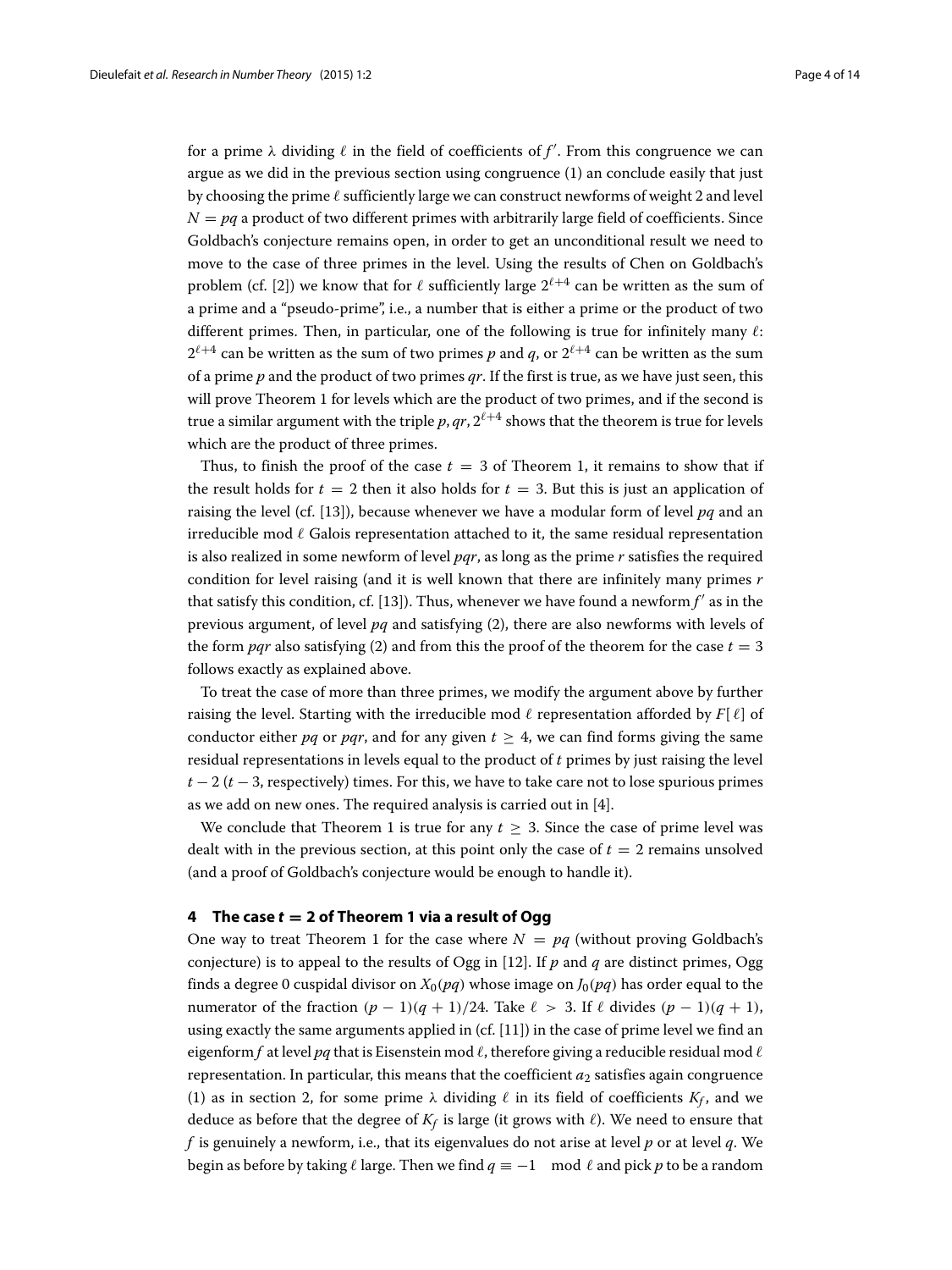for a prime $\lambda$ dividing $\ell$ in the field of coefficients of $f'$. From this congruence we can argue as we did in the previous section using congruence (1) an conclude easily that just by choosing the prime $\ell$ sufficiently large we can construct newforms of weight 2 and level $N = pq$ a product of two different primes with arbitrarily large field of coefficients. Since Goldbach's conjecture remains open, in order to get an unconditional result we need to move to the case of three primes in the level. Using the results of Chen on Goldbach's problem (cf. [2]) we know that for $\ell$ sufficiently large $2^{\ell+4}$ can be written as the sum of a prime and a "pseudo-prime", i.e., a number that is either a prime or the product of two different primes. Then, in particular, one of the following is true for infinitely many $\ell$: $2^{\ell+4}$ can be written as the sum of two primes $p$ and $q$, or $2^{\ell+4}$ can be written as the sum of a prime $p$ and the product of two primes $qr$. If the first is true, as we have just seen, this will prove Theorem 1 for levels which are the product of two primes, and if the second is true a similar argument with the triple $p, qr, 2^{\ell+4}$ shows that the theorem is true for levels which are the product of three primes.

Thus, to finish the proof of the case $t = 3$ of Theorem 1, it remains to show that if the result holds for $t = 2$ then it also holds for $t = 3$. But this is just an application of raising the level (cf. [13]), because whenever we have a modular form of level $pq$ and an irreducible mod $\ell$ Galois representation attached to it, the same residual representation is also realized in some newform of level $pqr$, as long as the prime $r$ satisfies the required condition for level raising (and it is well known that there are infinitely many primes $r$ that satisfy this condition, cf. [13]). Thus, whenever we have found a newform $f'$ as in the previous argument, of level $pq$ and satisfying (2), there are also newforms with levels of the form $pqr$ also satisfying (2) and from this the proof of the theorem for the case $t = 3$ follows exactly as explained above.

To treat the case of more than three primes, we modify the argument above by further raising the level. Starting with the irreducible mod $\ell$ representation afforded by $F[\ell]$ of conductor either $pq$ or $pqr$, and for any given $t \geq 4$, we can find forms giving the same residual representations in levels equal to the product of $t$ primes by just raising the level $t-2$ ($t-3$, respectively) times. For this, we have to take care not to lose spurious primes as we add on new ones. The required analysis is carried out in [4].

We conclude that Theorem 1 is true for any $t \geq 3$. Since the case of prime level was dealt with in the previous section, at this point only the case of $t = 2$ remains unsolved (and a proof of Goldbach's conjecture would be enough to handle it).

## 4 The case $t = 2$ of Theorem 1 via a result of Ogg

One way to treat Theorem 1 for the case where $N = pq$ (without proving Goldbach's conjecture) is to appeal to the results of Ogg in [12]. If $p$ and $q$ are distinct primes, Ogg finds a degree 0 cuspidal divisor on $X_0(pq)$ whose image on $J_0(pq)$ has order equal to the numerator of the fraction $(p-1)(q+1)/24$. Take $\ell > 3$. If $\ell$ divides $(p-1)(q+1)$, using exactly the same arguments applied in (cf. [11]) in the case of prime level we find an eigenform $f$ at level $pq$ that is Eisenstein mod $\ell$, therefore giving a reducible residual mod $\ell$ representation. In particular, this means that the coefficient $a_2$ satisfies again congruence (1) as in section 2, for some prime $\lambda$ dividing $\ell$ in its field of coefficients $K_f$, and we deduce as before that the degree of $K_f$ is large (it grows with $\ell$). We need to ensure that $f$ is genuinely a newform, i.e., that its eigenvalues do not arise at level $p$ or at level $q$. We begin as before by taking $\ell$ large. Then we find $q \equiv -1 \mod \ell$ and pick $p$ to be a random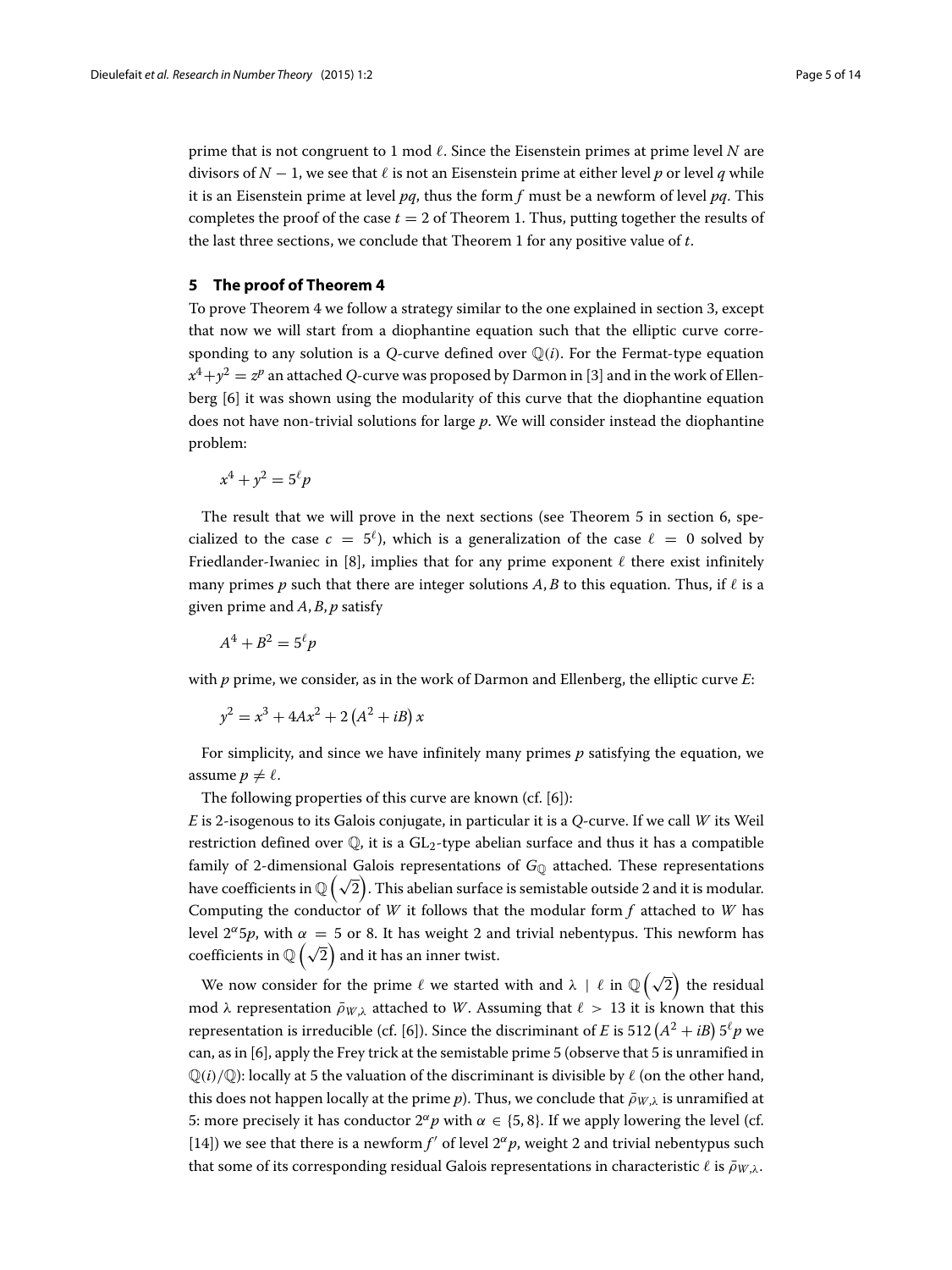prime that is not congruent to 1 mod $\ell$. Since the Eisenstein primes at prime level $N$ are divisors of $N-1$, we see that $\ell$ is not an Eisenstein prime at either level $p$ or level $q$ while it is an Eisenstein prime at level $pq$, thus the form $f$ must be a newform of level $pq$. This completes the proof of the case $t = 2$ of Theorem 1. Thus, putting together the results of the last three sections, we conclude that Theorem 1 for any positive value of $t$.

## 5 The proof of Theorem 4

To prove Theorem 4 we follow a strategy similar to the one explained in section 3, except that now we will start from a diophantine equation such that the elliptic curve corresponding to any solution is a $Q$-curve defined over $\mathbb{Q}(i)$. For the Fermat-type equation $x^4+y^2 = z^p$ an attached $Q$-curve was proposed by Darmon in [3] and in the work of Ellenberg [6] it was shown using the modularity of this curve that the diophantine equation does not have non-trivial solutions for large $p$. We will consider instead the diophantine problem:

$$x^4 + y^2 = 5^\ell p$$

The result that we will prove in the next sections (see Theorem 5 in section 6, specialized to the case $c = 5^\ell$), which is a generalization of the case $\ell = 0$ solved by Friedlander-Iwaniec in [8], implies that for any prime exponent $\ell$ there exist infinitely many primes $p$ such that there are integer solutions $A, B$ to this equation. Thus, if $\ell$ is a given prime and $A, B, p$ satisfy

$$A^4 + B^2 = 5^\ell p$$

with $p$ prime, we consider, as in the work of Darmon and Ellenberg, the elliptic curve $E$:

$$y^2 = x^3 + 4Ax^2 + 2\left(A^2 + iB\right)x$$

For simplicity, and since we have infinitely many primes $p$ satisfying the equation, we assume $p \neq \ell$.

The following properties of this curve are known (cf. [6]):

$E$ is 2-isogenous to its Galois conjugate, in particular it is a $Q$-curve. If we call $W$ its Weil restriction defined over $\mathbb{Q}$, it is a $\mathrm{GL}_2$-type abelian surface and thus it has a compatible family of 2-dimensional Galois representations of $G_{\mathbb{Q}}$ attached. These representations have coefficients in $\mathbb{Q}\left(\sqrt{2}\right)$. This abelian surface is semistable outside 2 and it is modular. Computing the conductor of $W$ it follows that the modular form $f$ attached to $W$ has level $2^\alpha 5p$, with $\alpha = 5$ or 8. It has weight 2 and trivial nebentypus. This newform has coefficients in $\mathbb{Q}\left(\sqrt{2}\right)$ and it has an inner twist.

We now consider for the prime $\ell$ we started with and $\lambda \mid \ell$ in $\mathbb{Q}\left(\sqrt{2}\right)$ the residual mod $\lambda$ representation $\bar{\rho}_{W,\lambda}$ attached to $W$. Assuming that $\ell > 13$ it is known that this representation is irreducible (cf. [6]). Since the discriminant of $E$ is $512\left(A^2 + iB\right)5^\ell p$ we can, as in [6], apply the Frey trick at the semistable prime 5 (observe that 5 is unramified in $\mathbb{Q}(i)/\mathbb{Q}$): locally at 5 the valuation of the discriminant is divisible by $\ell$ (on the other hand, this does not happen locally at the prime $p$). Thus, we conclude that $\bar{\rho}_{W,\lambda}$ is unramified at 5: more precisely it has conductor $2^\alpha p$ with $\alpha \in \{5, 8\}$. If we apply lowering the level (cf. [14]) we see that there is a newform $f'$ of level $2^\alpha p$, weight 2 and trivial nebentypus such that some of its corresponding residual Galois representations in characteristic $\ell$ is $\bar{\rho}_{W,\lambda}$.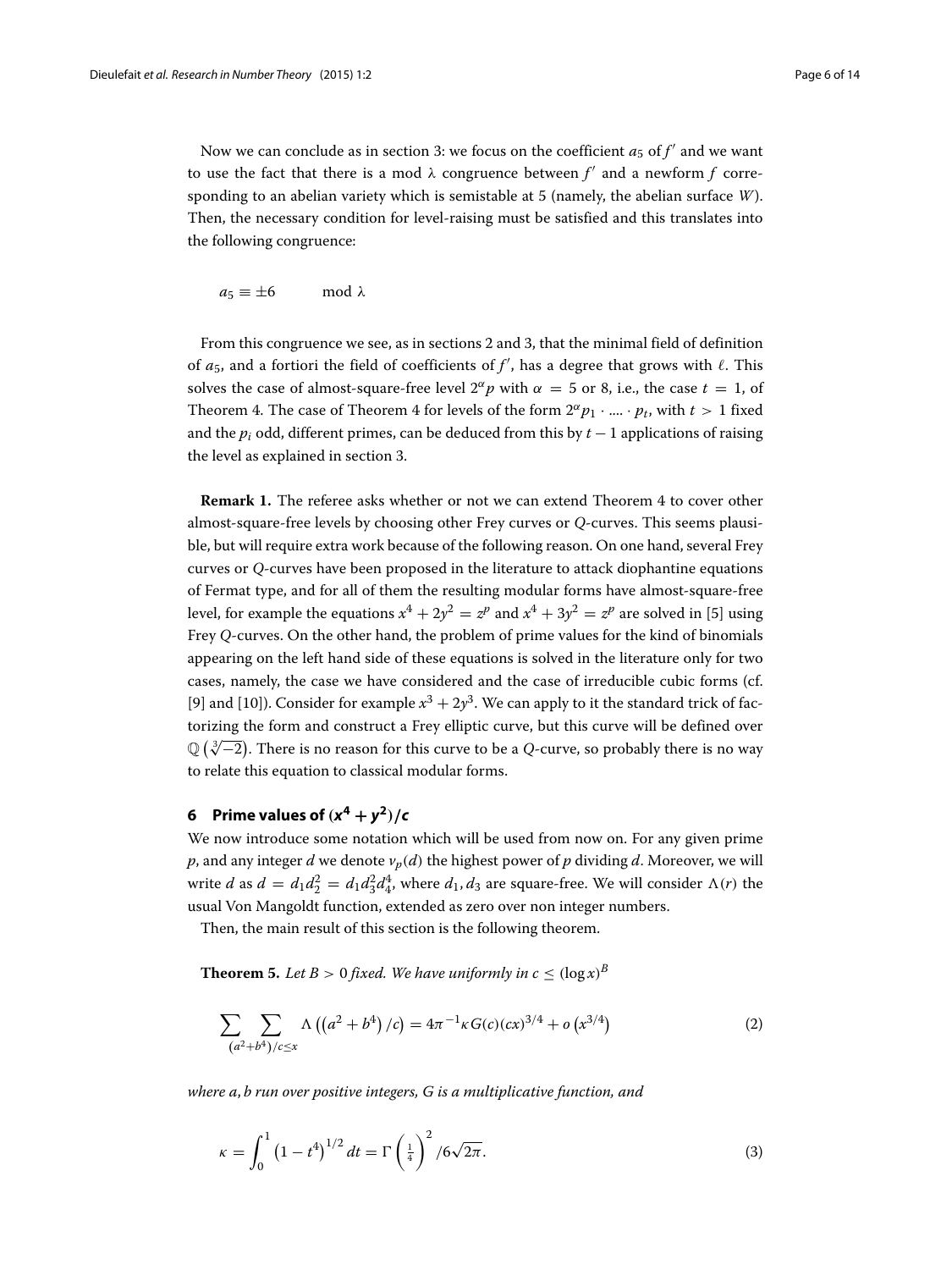Now we can conclude as in section 3: we focus on the coefficient $a_5$ of $f'$ and we want to use the fact that there is a mod $\lambda$ congruence between $f'$ and a newform $f$ corresponding to an abelian variety which is semistable at 5 (namely, the abelian surface $W$). Then, the necessary condition for level-raising must be satisfied and this translates into the following congruence:

$$a_5 \equiv \pm 6 \mod \lambda$$

From this congruence we see, as in sections 2 and 3, that the minimal field of definition of $a_5$, and a fortiori the field of coefficients of $f'$, has a degree that grows with $\ell$. This solves the case of almost-square-free level $2^\alpha p$ with $\alpha = 5$ or 8, i.e., the case $t = 1$, of Theorem 4. The case of Theorem 4 for levels of the form $2^\alpha p_1 \cdot \ldots \cdot p_t$, with $t > 1$ fixed and the $p_i$ odd, different primes, can be deduced from this by $t - 1$ applications of raising the level as explained in section 3.

**Remark 1.** The referee asks whether or not we can extend Theorem 4 to cover other almost-square-free levels by choosing other Frey curves or $Q$-curves. This seems plausible, but will require extra work because of the following reason. On one hand, several Frey curves or $Q$-curves have been proposed in the literature to attack diophantine equations of Fermat type, and for all of them the resulting modular forms have almost-square-free level, for example the equations $x^4 + 2y^2 = z^p$ and $x^4 + 3y^2 = z^p$ are solved in [5] using Frey $Q$-curves. On the other hand, the problem of prime values for the kind of binomials appearing on the left hand side of these equations is solved in the literature only for two cases, namely, the case we have considered and the case of irreducible cubic forms (cf. [9] and [10]). Consider for example $x^3 + 2y^3$. We can apply to it the standard trick of factorizing the form and construct a Frey elliptic curve, but this curve will be defined over $\mathbb{Q}\left(\sqrt[3]{-2}\right)$. There is no reason for this curve to be a $Q$-curve, so probably there is no way to relate this equation to classical modular forms.

## 6 Prime values of $(x^4 + y^2)/c$

We now introduce some notation which will be used from now on. For any given prime $p$, and any integer $d$ we denote $v_p(d)$ the highest power of $p$ dividing $d$. Moreover, we will write $d$ as $d = d_1 d_2^2 = d_1 d_3^2 d_4^4$, where $d_1, d_3$ are square-free. We will consider $\Lambda(r)$ the usual Von Mangoldt function, extended as zero over non integer numbers.

Then, the main result of this section is the following theorem.

**Theorem 5.** *Let $B > 0$ fixed. We have uniformly in $c \leq (\log x)^B$*

$$\sum_{(a^2+b^4)/c \leq x} \sum \Lambda\left(\left(a^2 + b^4\right)/c\right) = 4\pi^{-1}\kappa\, G(c)(cx)^{3/4} + o\left(x^{3/4}\right) \tag{2}$$

*where $a, b$ run over positive integers, $G$ is a multiplicative function, and*

$$\kappa = \int_0^1 \left(1 - t^4\right)^{1/2} dt = \Gamma\left(\tfrac{1}{4}\right)^2 / 6\sqrt{2\pi}. \tag{3}$$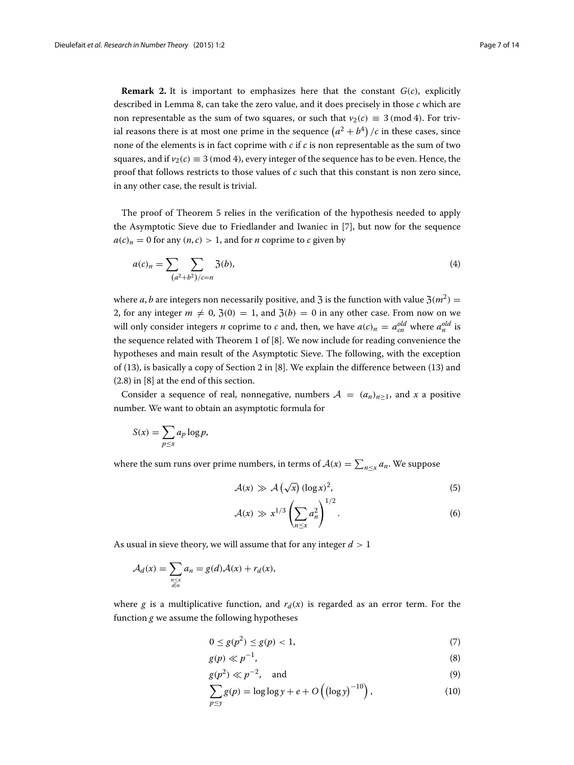**Remark 2.** It is important to emphasizes here that the constant $G(c)$, explicitly described in Lemma 8, can take the zero value, and it does precisely in those $c$ which are non representable as the sum of two squares, or such that $\nu_2(c) \equiv 3 \pmod 4$. For trivial reasons there is at most one prime in the sequence $\left(a^2+b^4\right)/c$ in these cases, since none of the elements is in fact coprime with $c$ if $c$ is non representable as the sum of two squares, and if $\nu_2(c) \equiv 3 \pmod 4$, every integer of the sequence has to be even. Hence, the proof that follows restricts to those values of $c$ such that this constant is non zero since, in any other case, the result is trivial.

The proof of Theorem 5 relies in the verification of the hypothesis needed to apply the Asymptotic Sieve due to Friedlander and Iwaniec in [7], but now for the sequence $a(c)_n = 0$ for any $(n, c) > 1$, and for $n$ coprime to $c$ given by

$$a(c)_n = \sum_{(a^2+b^2)/c=n} \sum \mathfrak{z}(b), \tag{4}$$

where $a, b$ are integers non necessarily positive, and $\mathfrak{z}$ is the function with value $\mathfrak{z}(m^2) = 2$, for any integer $m \neq 0$, $\mathfrak{z}(0) = 1$, and $\mathfrak{z}(b) = 0$ in any other case. From now on we will only consider integers $n$ coprime to $c$ and, then, we have $a(c)_n = a^{old}_{cn}$ where $a^{old}_n$ is the sequence related with Theorem 1 of [8]. We now include for reading convenience the hypotheses and main result of the Asymptotic Sieve. The following, with the exception of (13), is basically a copy of Section 2 in [8]. We explain the difference between (13) and (2.8) in [8] at the end of this section.

Consider a sequence of real, nonnegative, numbers $\mathcal{A} = (a_n)_{n\geq 1}$, and $x$ a positive number. We want to obtain an asymptotic formula for

$$S(x) = \sum_{p\leq x} a_p \log p,$$

where the sum runs over prime numbers, in terms of $\mathcal{A}(x) = \sum_{n\leq x} a_n$. We suppose

$$\mathcal{A}(x) \gg \mathcal{A}\left(\sqrt{x}\right)(\log x)^2, \tag{5}$$

$$\mathcal{A}(x) \gg x^{1/3}\left(\sum_{n\leq x} a_n^2\right)^{1/2}. \tag{6}$$

As usual in sieve theory, we will assume that for any integer $d > 1$

$$\mathcal{A}_d(x) = \sum_{\substack{n\leq x \\ d|n}} a_n = g(d)\mathcal{A}(x) + r_d(x),$$

where $g$ is a multiplicative function, and $r_d(x)$ is regarded as an error term. For the function $g$ we assume the following hypotheses

$$0 \leq g(p^2) \leq g(p) < 1, \tag{7}$$

$$g(p) \ll p^{-1}, \tag{8}$$

$$g(p^2) \ll p^{-2}, \quad \text{and} \tag{9}$$

$$\sum_{p\leq y} g(p) = \log\log y + e + O\left((\log y)^{-10}\right), \tag{10}$$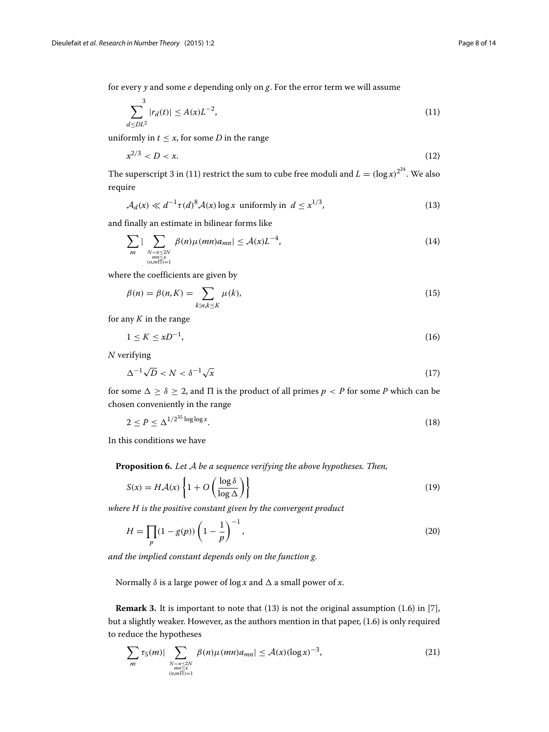for every $y$ and some $e$ depending only on $g$. For the error term we will assume

$$\sum_{d\leq DL^2}^{3} |r_d(t)| \leq A(x)L^{-2}, \tag{11}$$

uniformly in $t \leq x$, for some $D$ in the range

$$x^{2/3} < D < x. \tag{12}$$

The superscript 3 in (11) restrict the sum to cube free moduli and $L = (\log x)^{2^{24}}$. We also require

$$\mathcal{A}_d(x) \ll d^{-1}\tau(d)^8\mathcal{A}(x)\log x \text{ uniformly in } d \leq x^{1/3}, \tag{13}$$

and finally an estimate in bilinear forms like

$$\sum_m \Big| \sum_{\substack{N<n\leq 2N\\ mn\leq x\\ (n,m\Pi)=1}} \beta(n)\mu(mn)a_{mn}\Big| \leq \mathcal{A}(x)L^{-4}, \tag{14}$$

where the coefficients are given by

$$\beta(n) = \beta(n,K) = \sum_{k|n, k\leq K} \mu(k), \tag{15}$$

for any $K$ in the range

$$1 \leq K \leq xD^{-1}, \tag{16}$$

$N$ verifying

$$\Delta^{-1}\sqrt{D} < N < \delta^{-1}\sqrt{x} \tag{17}$$

for some $\Delta \geq \delta \geq 2$, and $\Pi$ is the product of all primes $p < P$ for some $P$ which can be chosen conveniently in the range

$$2 \leq P \leq \Delta^{1/2^{35}\log\log x}. \tag{18}$$

In this conditions we have

**Proposition 6.** *Let $\mathcal{A}$ be a sequence verifying the above hypotheses. Then,*

$$S(x) = H\mathcal{A}(x)\left\{1 + O\left(\frac{\log\delta}{\log\Delta}\right)\right\} \tag{19}$$

*where $H$ is the positive constant given by the convergent product*

$$H = \prod_p (1-g(p))\left(1-\frac{1}{p}\right)^{-1}, \tag{20}$$

*and the implied constant depends only on the function $g$.*

Normally $\delta$ is a large power of $\log x$ and $\Delta$ a small power of $x$.

**Remark 3.** It is important to note that (13) is not the original assumption (1.6) in [7], but a slightly weaker. However, as the authors mention in that paper, (1.6) is only required to reduce the hypotheses

$$\sum_m \tau_5(m)\Big| \sum_{\substack{N<n\leq 2N\\ mn\leq x\\ (n,m\Pi)=1}} \beta(n)\mu(mn)a_{mn}\Big| \leq \mathcal{A}(x)(\log x)^{-3}, \tag{21}$$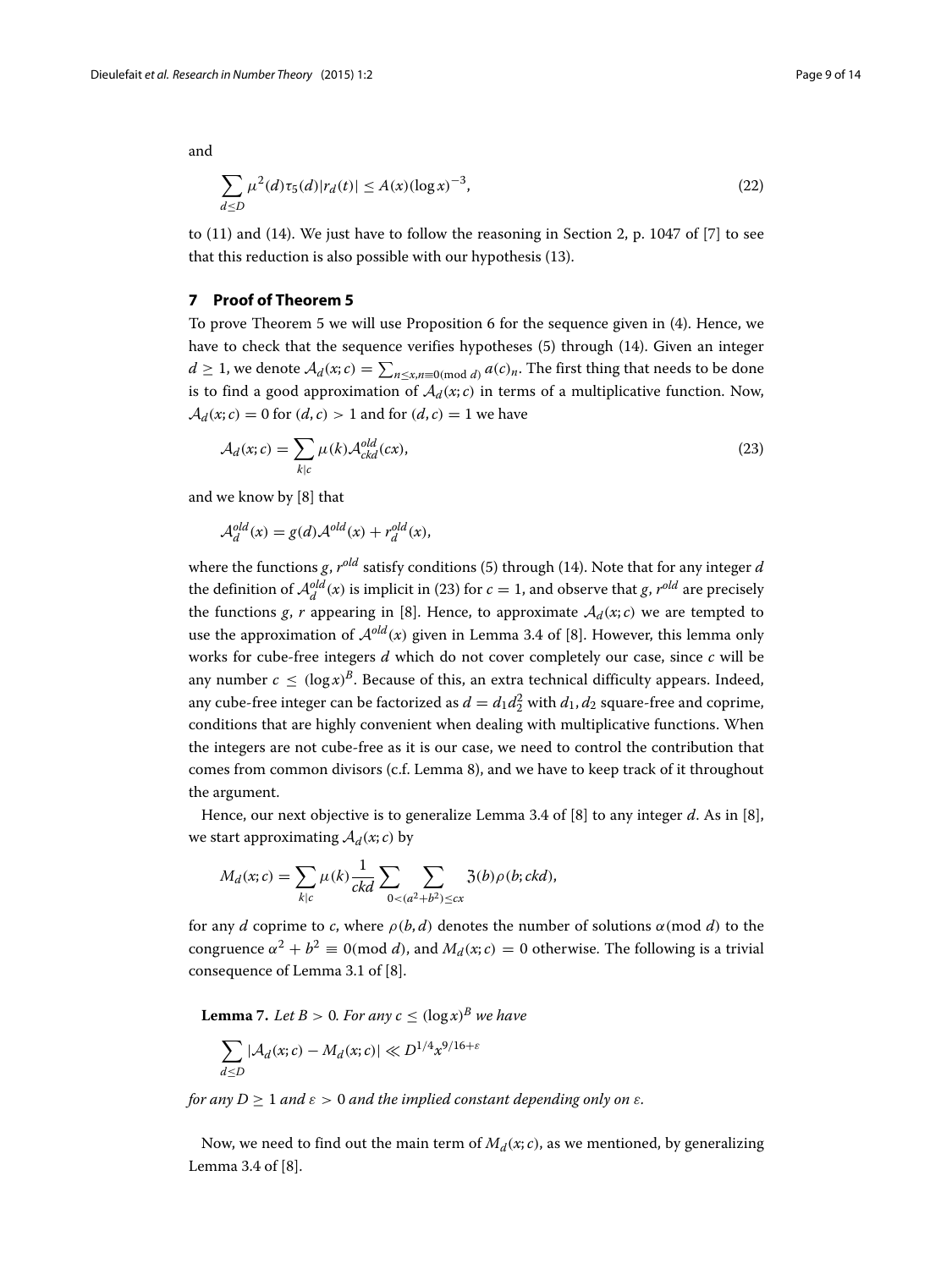and

$$\sum_{d\leq D}\mu^2(d)\tau_5(d)|r_d(t)| \leq A(x)(\log x)^{-3}, \tag{22}$$

to (11) and (14). We just have to follow the reasoning in Section 2, p. 1047 of [7] to see that this reduction is also possible with our hypothesis (13).

## 7 Proof of Theorem 5

To prove Theorem 5 we will use Proposition 6 for the sequence given in (4). Hence, we have to check that the sequence verifies hypotheses (5) through (14). Given an integer $d \geq 1$, we denote $\mathcal{A}_d(x;c) = \sum_{n\leq x, n\equiv 0 (\mathrm{mod}\ d)} a(c)_n$. The first thing that needs to be done is to find a good approximation of $\mathcal{A}_d(x;c)$ in terms of a multiplicative function. Now, $\mathcal{A}_d(x;c) = 0$ for $(d,c) > 1$ and for $(d,c) = 1$ we have

$$\mathcal{A}_d(x;c) = \sum_{k|c}\mu(k)\mathcal{A}^{old}_{ckd}(cx), \tag{23}$$

and we know by [8] that

$$\mathcal{A}^{old}_d(x) = g(d)\mathcal{A}^{old}(x) + r^{old}_d(x),$$

where the functions $g$, $r^{old}$ satisfy conditions (5) through (14). Note that for any integer $d$ the definition of $\mathcal{A}^{old}_d(x)$ is implicit in (23) for $c = 1$, and observe that $g$, $r^{old}$ are precisely the functions $g$, $r$ appearing in [8]. Hence, to approximate $\mathcal{A}_d(x;c)$ we are tempted to use the approximation of $\mathcal{A}^{old}(x)$ given in Lemma 3.4 of [8]. However, this lemma only works for cube-free integers $d$ which do not cover completely our case, since $c$ will be any number $c \leq (\log x)^B$. Because of this, an extra technical difficulty appears. Indeed, any cube-free integer can be factorized as $d = d_1 d_2^2$ with $d_1, d_2$ square-free and coprime, conditions that are highly convenient when dealing with multiplicative functions. When the integers are not cube-free as it is our case, we need to control the contribution that comes from common divisors (c.f. Lemma 8), and we have to keep track of it throughout the argument.

Hence, our next objective is to generalize Lemma 3.4 of [8] to any integer $d$. As in [8], we start approximating $\mathcal{A}_d(x;c)$ by

$$M_d(x;c) = \sum_{k|c}\mu(k)\frac{1}{ckd}\sum\sum_{0<(a^2+b^2)\leq cx}\mathfrak{Z}(b)\rho(b;ckd),$$

for any $d$ coprime to $c$, where $\rho(b,d)$ denotes the number of solutions $\alpha (\mathrm{mod}\ d)$ to the congruence $\alpha^2 + b^2 \equiv 0 (\mathrm{mod}\ d)$, and $M_d(x;c) = 0$ otherwise. The following is a trivial consequence of Lemma 3.1 of [8].

**Lemma 7.** *Let $B > 0$. For any $c \leq (\log x)^B$ we have*

$$\sum_{d\leq D}|\mathcal{A}_d(x;c) - M_d(x;c)| \ll D^{1/4}x^{9/16+\varepsilon}$$

*for any $D \geq 1$ and $\varepsilon > 0$ and the implied constant depending only on $\varepsilon$.*

Now, we need to find out the main term of $M_d(x;c)$, as we mentioned, by generalizing Lemma 3.4 of [8].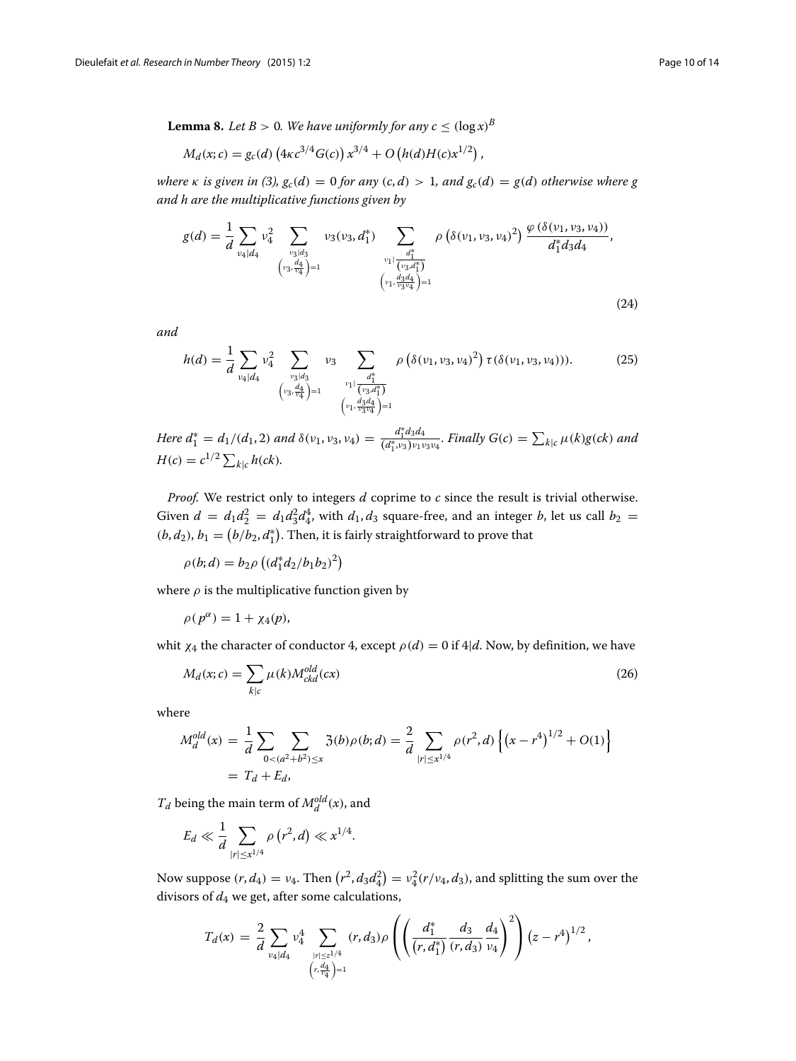**Lemma 8.** *Let $B > 0$. We have uniformly for any $c \le (\log x)^B$*

$$M_d(x;c) = g_c(d)\left(4\kappa c^{3/4} G(c)\right) x^{3/4} + O\left(h(d)H(c)x^{1/2}\right),$$

*where $\kappa$ is given in (3), $g_c(d) = 0$ for any $(c,d) > 1$, and $g_c(d) = g(d)$ otherwise where $g$ and $h$ are the multiplicative functions given by*

$$g(d) = \frac{1}{d}\sum_{\nu_4 | d_4} \nu_4^2 \sum_{\substack{\nu_3 | d_3 \\ \left(\nu_3, \frac{d_4}{\nu_4}\right)=1}} \nu_3(\nu_3, d_1^*) \sum_{\substack{\nu_1 | \frac{d_1^*}{(\nu_3, d_1^*)} \\ \left(\nu_1, \frac{d_3 d_4}{\nu_3 \nu_4}\right)=1}} \rho\left(\delta(\nu_1,\nu_3,\nu_4)^2\right) \frac{\varphi\left(\delta(\nu_1,\nu_3,\nu_4)\right)}{d_1^* d_3 d_4}, \tag{24}$$

*and*

$$h(d) = \frac{1}{d}\sum_{\nu_4 | d_4} \nu_4^2 \sum_{\substack{\nu_3 | d_3 \\ \left(\nu_3, \frac{d_4}{\nu_4}\right)=1}} \nu_3 \sum_{\substack{\nu_1 | \frac{d_1^*}{(\nu_3, d_1^*)} \\ \left(\nu_1, \frac{d_3 d_4}{\nu_3 \nu_4}\right)=1}} \rho\left(\delta(\nu_1,\nu_3,\nu_4)^2\right) \tau(\delta(\nu_1,\nu_3,\nu_4))). \tag{25}$$

*Here $d_1^* = d_1/(d_1, 2)$ and $\delta(\nu_1,\nu_3,\nu_4) = \frac{d_1^* d_3 d_4}{(d_1^*, \nu_3)\nu_1\nu_3\nu_4}$. Finally $G(c) = \sum_{k|c} \mu(k) g(ck)$ and $H(c) = c^{1/2}\sum_{k|c} h(ck)$.*

*Proof.* We restrict only to integers $d$ coprime to $c$ since the result is trivial otherwise. Given $d = d_1 d_2^2 = d_1 d_3^2 d_4^4$, with $d_1, d_3$ square-free, and an integer $b$, let us call $b_2 = (b, d_2)$, $b_1 = \left(b/b_2, d_1^*\right)$. Then, it is fairly straightforward to prove that

$$\rho(b;d) = b_2 \rho\left((d_1^* d_2 / b_1 b_2)^2\right)$$

where $\rho$ is the multiplicative function given by

$$\rho(p^\alpha) = 1 + \chi_4(p),$$

whit $\chi_4$ the character of conductor 4, except $\rho(d) = 0$ if $4|d$. Now, by definition, we have

$$M_d(x;c) = \sum_{k|c} \mu(k) M_{ckd}^{old}(cx) \tag{26}$$

where

$$\begin{aligned} M_d^{old}(x) &= \frac{1}{d}\sum \sum_{0<(a^2+b^2)\le x} \mathfrak{Z}(b)\rho(b;d) = \frac{2}{d}\sum_{|r|\le x^{1/4}} \rho(r^2, d)\left\{\left(x - r^4\right)^{1/2} + O(1)\right\} \\ &= T_d + E_d, \end{aligned}$$

$T_d$ being the main term of $M_d^{old}(x)$, and

$$E_d \ll \frac{1}{d}\sum_{|r|\le x^{1/4}} \rho\left(r^2, d\right) \ll x^{1/4}.$$

Now suppose $(r, d_4) = \nu_4$. Then $\left(r^2, d_3 d_4^2\right) = \nu_4^2 (r/\nu_4, d_3)$, and splitting the sum over the divisors of $d_4$ we get, after some calculations,

$$T_d(x) = \frac{2}{d}\sum_{\nu_4 | d_4} \nu_4^4 \sum_{\substack{|r|\le z^{1/4} \\ \left(r, \frac{d_4}{\nu_4}\right)=1}} (r, d_3)\rho\left(\left(\frac{d_1^*}{\left(r, d_1^*\right)}\frac{d_3}{(r, d_3)}\frac{d_4}{\nu_4}\right)^2\right)\left(z - r^4\right)^{1/2},$$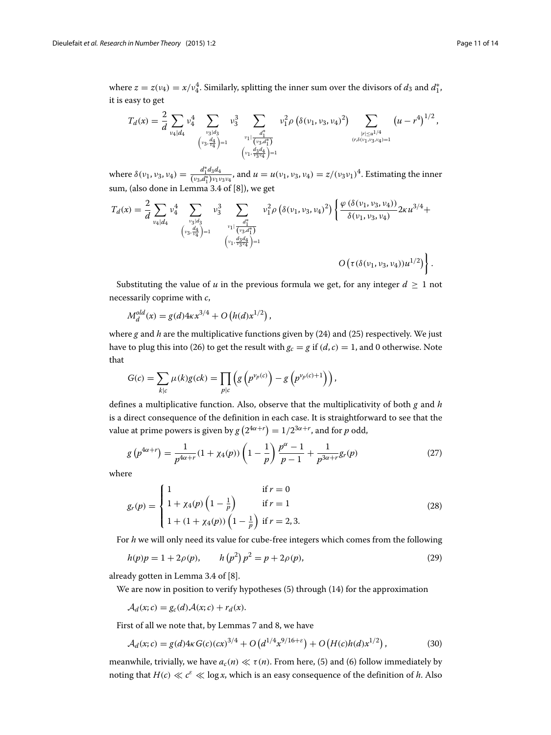where $z = z(\nu_4) = x/\nu_4^4$. Similarly, splitting the inner sum over the divisors of $d_3$ and $d_1^*$, it is easy to get

$$T_d(x) = \frac{2}{d} \sum_{\nu_4 | d_4} \nu_4^4 \sum_{\substack{\nu_3 | d_3 \\ \left(\nu_3, \frac{d_4}{\nu_4}\right)=1}} \nu_3^3 \sum_{\substack{\nu_1 | \frac{d_1^*}{(\nu_3, d_1^*)} \\ \left(\nu_1, \frac{d_3 d_4}{\nu_3 \nu_4}\right)=1}} \nu_1^2 \rho\left(\delta(\nu_1,\nu_3,\nu_4)^2\right) \sum_{\substack{|r| \le u^{1/4} \\ (r, \delta(\nu_1,\nu_3,\nu_4))=1}} \left(u - r^4\right)^{1/2},$$

where $\delta(\nu_1,\nu_3,\nu_4) = \frac{d_1^* d_3 d_4}{(\nu_3, d_1^*)\nu_1 \nu_3 \nu_4}$, and $u = u(\nu_1,\nu_3,\nu_4) = z/(\nu_3 \nu_1)^4$. Estimating the inner sum, (also done in Lemma 3.4 of [8]), we get

$$T_d(x) = \frac{2}{d} \sum_{\nu_4 | d_4} \nu_4^4 \sum_{\substack{\nu_3 | d_3 \\ \left(\nu_3, \frac{d_4}{\nu_4}\right)=1}} \nu_3^3 \sum_{\substack{\nu_1 | \frac{d_1^*}{(\nu_3, d_1^*)} \\ \left(\nu_1, \frac{d_3 d_4}{\nu_3 \nu_4}\right)=1}} \nu_1^2 \rho\left(\delta(\nu_1,\nu_3,\nu_4)^2\right) \left\{ \frac{\varphi\left(\delta(\nu_1,\nu_3,\nu_4)\right)}{\delta(\nu_1,\nu_3,\nu_4)} 2\kappa u^{3/4} + O\left(\tau\left(\delta(\nu_1,\nu_3,\nu_4)\right) u^{1/2}\right) \right\}.$$

Substituting the value of $u$ in the previous formula we get, for any integer $d \ge 1$ not necessarily coprime with $c$,

$$M_d^{old}(x) = g(d) 4\kappa x^{3/4} + O\left(h(d) x^{1/2}\right),$$

where $g$ and $h$ are the multiplicative functions given by (24) and (25) respectively. We just have to plug this into (26) to get the result with $g_c = g$ if $(d,c) = 1$, and 0 otherwise. Note that

$$G(c) = \sum_{k | c} \mu(k) g(ck) = \prod_{p | c} \left( g\left(p^{\nu_p(c)}\right) - g\left(p^{\nu_p(c)+1}\right) \right),$$

defines a multiplicative function. Also, observe that the multiplicativity of both $g$ and $h$ is a direct consequence of the definition in each case. It is straightforward to see that the value at prime powers is given by $g\left(2^{4\alpha+r}\right) = 1/2^{3\alpha+r}$, and for $p$ odd,

$$g\left(p^{4\alpha+r}\right) = \frac{1}{p^{4\alpha+r}} (1 + \chi_4(p)) \left(1 - \frac{1}{p}\right) \frac{p^{\alpha}-1}{p-1} + \frac{1}{p^{3\alpha+r}} g_r(p) \tag{27}$$

where

$$g_r(p) = \begin{cases} 1 & \text{if } r = 0 \\ 1 + \chi_4(p)\left(1 - \frac{1}{p}\right) & \text{if } r = 1 \\ 1 + (1 + \chi_4(p))\left(1 - \frac{1}{p}\right) & \text{if } r = 2, 3. \end{cases} \tag{28}$$

For $h$ we will only need its value for cube-free integers which comes from the following

$$h(p)p = 1 + 2\rho(p), \qquad h\left(p^2\right)p^2 = p + 2\rho(p), \tag{29}$$

already gotten in Lemma 3.4 of [8].

We are now in position to verify hypotheses (5) through (14) for the approximation

$$\mathcal{A}_d(x;c) = g_c(d)\mathcal{A}(x;c) + r_d(x).$$

First of all we note that, by Lemmas 7 and 8, we have

$$\mathcal{A}_d(x;c) = g(d) 4\kappa G(c)(cx)^{3/4} + O\left(d^{1/4} x^{9/16+\varepsilon}\right) + O\left(H(c) h(d) x^{1/2}\right), \tag{30}$$

meanwhile, trivially, we have $a_c(n) \ll \tau(n)$. From here, (5) and (6) follow immediately by noting that $H(c) \ll c^{\varepsilon} \ll \log x$, which is an easy consequence of the definition of $h$. Also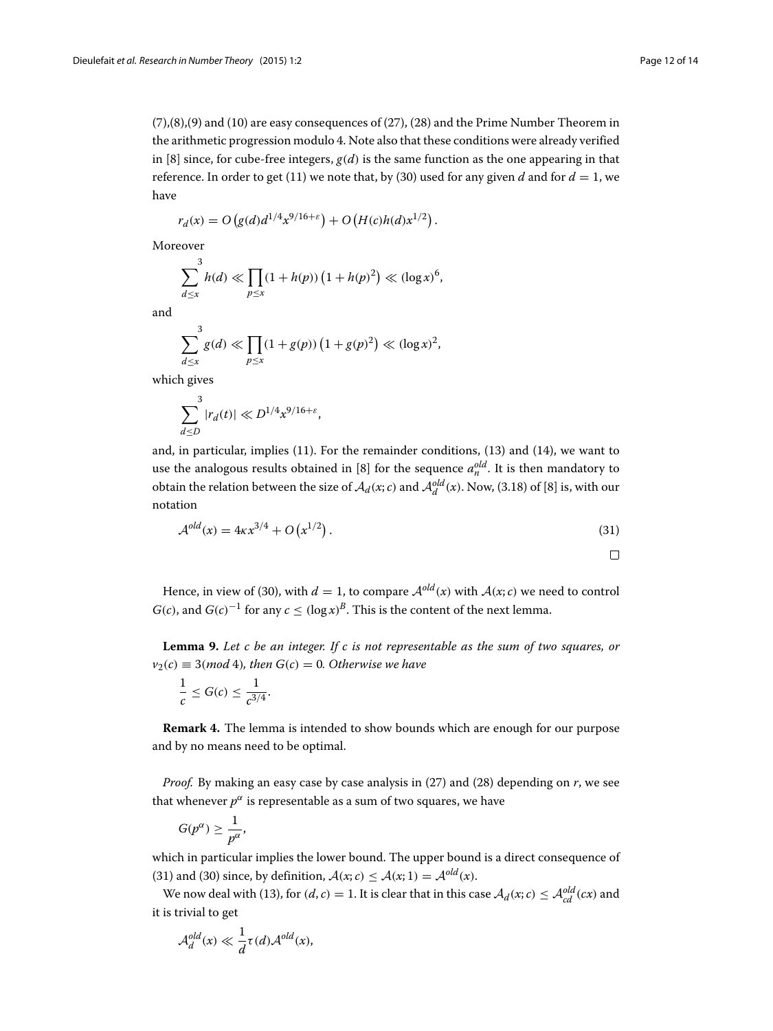(7),(8),(9) and (10) are easy consequences of (27), (28) and the Prime Number Theorem in the arithmetic progression modulo 4. Note also that these conditions were already verified in [8] since, for cube-free integers, $g(d)$ is the same function as the one appearing in that reference. In order to get (11) we note that, by (30) used for any given $d$ and for $d = 1$, we have

$$r_d(x) = O\left(g(d)d^{1/4}x^{9/16+\varepsilon}\right) + O\left(H(c)h(d)x^{1/2}\right).$$

Moreover

$$\sum_{d\leq x}^{3} h(d) \ll \prod_{p\leq x}(1+h(p))\left(1+h(p)^2\right) \ll (\log x)^6,$$

and

$$\sum_{d\leq x}^{3} g(d) \ll \prod_{p\leq x}(1+g(p))\left(1+g(p)^2\right) \ll (\log x)^2,$$

which gives

$$\sum_{d\leq D}^{3} |r_d(t)| \ll D^{1/4}x^{9/16+\varepsilon},$$

and, in particular, implies (11). For the remainder conditions, (13) and (14), we want to use the analogous results obtained in [8] for the sequence $a_n^{old}$. It is then mandatory to obtain the relation between the size of $\mathcal{A}_d(x;c)$ and $\mathcal{A}_d^{old}(x)$. Now, (3.18) of [8] is, with our notation

$$\mathcal{A}^{old}(x) = 4\kappa x^{3/4} + O\left(x^{1/2}\right). \tag{31}$$

□

Hence, in view of (30), with $d = 1$, to compare $\mathcal{A}^{old}(x)$ with $\mathcal{A}(x;c)$ we need to control $G(c)$, and $G(c)^{-1}$ for any $c \leq (\log x)^B$. This is the content of the next lemma.

**Lemma 9.** *Let $c$ be an integer. If $c$ is not representable as the sum of two squares, or $v_2(c) \equiv 3 (mod\ 4)$, then $G(c) = 0$. Otherwise we have*

$$\frac{1}{c} \leq G(c) \leq \frac{1}{c^{3/4}}.$$

**Remark 4.** The lemma is intended to show bounds which are enough for our purpose and by no means need to be optimal.

*Proof.* By making an easy case by case analysis in (27) and (28) depending on $r$, we see that whenever $p^\alpha$ is representable as a sum of two squares, we have

$$G(p^\alpha) \geq \frac{1}{p^\alpha},$$

which in particular implies the lower bound. The upper bound is a direct consequence of (31) and (30) since, by definition, $\mathcal{A}(x;c) \leq \mathcal{A}(x;1) = \mathcal{A}^{old}(x)$.

We now deal with (13), for $(d,c) = 1$. It is clear that in this case $\mathcal{A}_d(x;c) \leq \mathcal{A}_{cd}^{old}(cx)$ and it is trivial to get

$$\mathcal{A}_d^{old}(x) \ll \frac{1}{d}\tau(d)\mathcal{A}^{old}(x),$$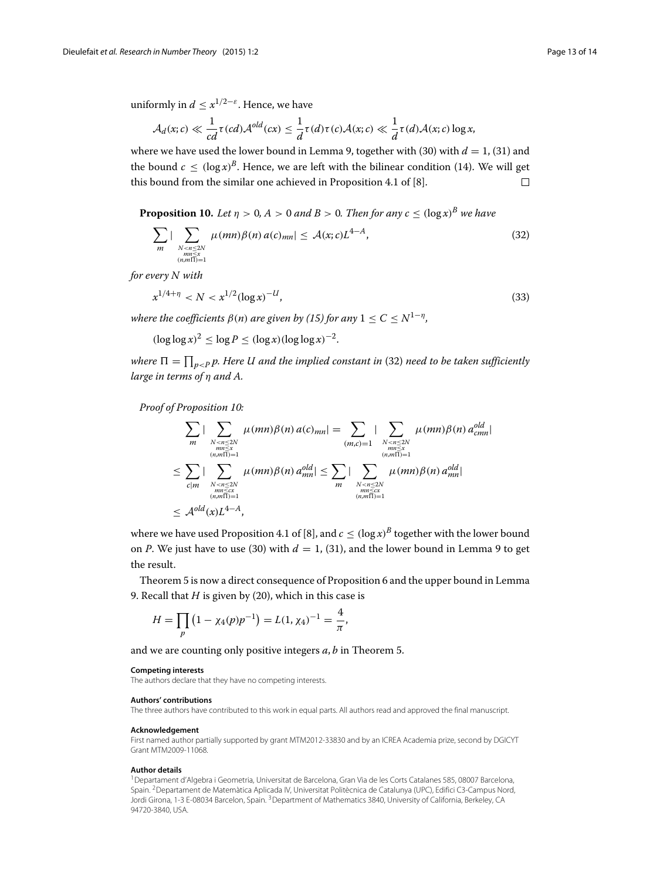uniformly in $d \le x^{1/2-\varepsilon}$. Hence, we have

$$\mathcal{A}_d(x;c) \ll \frac{1}{cd}\tau(cd)\mathcal{A}^{old}(cx) \le \frac{1}{d}\tau(d)\tau(c)\mathcal{A}(x;c) \ll \frac{1}{d}\tau(d)\mathcal{A}(x;c)\log x,$$

where we have used the lower bound in Lemma 9, together with (30) with $d = 1$, (31) and the bound $c \le (\log x)^B$. Hence, we are left with the bilinear condition (14). We will get this bound from the similar one achieved in Proposition 4.1 of [8]. □

**Proposition 10.** *Let $\eta > 0$, $A > 0$ and $B > 0$. Then for any $c \le (\log x)^B$ we have*

$$\sum_m \Big| \sum_{\substack{N<n\le 2N \\ mn\le x \\ (n,m\Pi)=1}} \mu(mn)\beta(n)\, a(c)_{mn} \Big| \le \mathcal{A}(x;c)L^{4-A}, \tag{32}$$

*for every $N$ with*

$$x^{1/4+\eta} < N < x^{1/2}(\log x)^{-U}, \tag{33}$$

*where the coefficients $\beta(n)$ are given by (15) for any $1 \le C \le N^{1-\eta}$,*

$$(\log\log x)^2 \le \log P \le (\log x)(\log\log x)^{-2}.$$

*where $\Pi = \prod_{p<P} p$. Here $U$ and the implied constant in* (32) *need to be taken sufficiently large in terms of $\eta$ and $A$.*

*Proof of Proposition 10:*

$$\begin{aligned}
\sum_m \Big| \sum_{\substack{N<n\le 2N \\ mn\le x \\ (n,m\Pi)=1}} \mu(mn)\beta(n)\, a(c)_{mn} \Big| &= \sum_{(m,c)=1} \Big| \sum_{\substack{N<n\le 2N \\ mn\le x \\ (n,m\Pi)=1}} \mu(mn)\beta(n)\, a^{old}_{cmn} \Big| \\
\le \sum_{c\mid m} \Big| \sum_{\substack{N<n\le 2N \\ mn\le cx \\ (n,m\Pi)=1}} \mu(mn)\beta(n)\, a^{old}_{mn} \Big| &\le \sum_m \Big| \sum_{\substack{N<n\le 2N \\ mn\le cx \\ (n,m\Pi)=1}} \mu(mn)\beta(n)\, a^{old}_{mn} \Big| \\
\le \mathcal{A}^{old}(x)L^{4-A},
\end{aligned}$$

where we have used Proposition 4.1 of [8], and $c \le (\log x)^B$ together with the lower bound on $P$. We just have to use (30) with $d = 1$, (31), and the lower bound in Lemma 9 to get the result.

Theorem 5 is now a direct consequence of Proposition 6 and the upper bound in Lemma 9. Recall that $H$ is given by (20), which in this case is

$$H = \prod_p \left(1 - \chi_4(p)p^{-1}\right) = L(1,\chi_4)^{-1} = \frac{4}{\pi},$$

and we are counting only positive integers $a, b$ in Theorem 5.

#### Competing interests

The authors declare that they have no competing interests.

#### Authors' contributions

The three authors have contributed to this work in equal parts. All authors read and approved the final manuscript.

#### Acknowledgement

First named author partially supported by grant MTM2012-33830 and by an ICREA Academia prize, second by DGICYT Grant MTM2009-11068.

#### Author details

[1]Departament d'Algebra i Geometria, Universitat de Barcelona, Gran Via de les Corts Catalanes 585, 08007 Barcelona, Spain. [2]Departament de Matemàtica Aplicada IV, Universitat Politècnica de Catalunya (UPC), Edifici C3-Campus Nord, Jordi Girona, 1-3 E-08034 Barcelon, Spain. [3]Department of Mathematics 3840, University of California, Berkeley, CA 94720-3840, USA.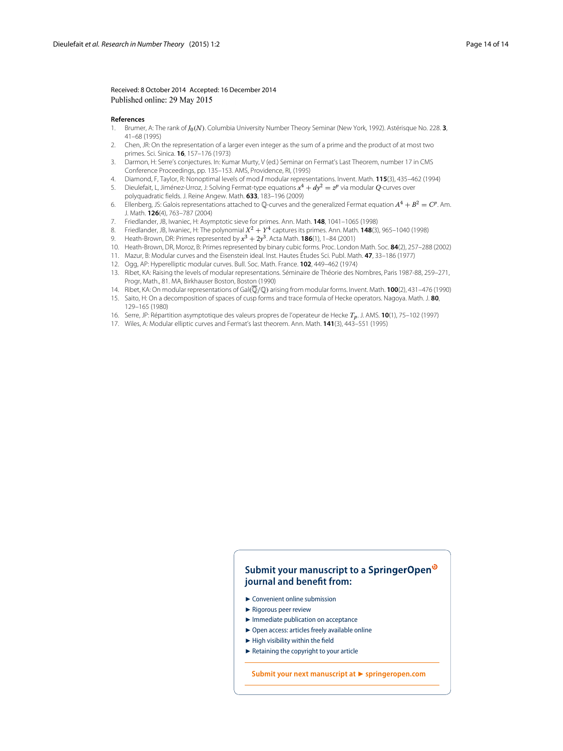Received: 8 October 2014 Accepted: 16 December 2014
Published online: 29 May 2015

**References**

1. Brumer, A: The rank of $J_0(N)$. Columbia University Number Theory Seminar (New York, 1992). Astérisque No. 228. **3**, 41–68 (1995)
2. Chen, JR: On the representation of a larger even integer as the sum of a prime and the product of at most two primes. Sci. Sinica. **16**, 157–176 (1973)
3. Darmon, H: Serre's conjectures. In: Kumar Murty, V (ed.) Seminar on Fermat's Last Theorem, number 17 in CMS Conference Proceedings, pp. 135–153. AMS, Providence, RI, (1995)
4. Diamond, F, Taylor, R: Nonoptimal levels of mod $l$ modular representations. Invent. Math. **115**(3), 435–462 (1994)
5. Dieulefait, L, Jiménez-Urroz, J: Solving Fermat-type equations $x^4 + dy^2 = z^p$ via modular $Q$-curves over polyquadratic fields. J. Reine Angew. Math. **633**, 183–196 (2009)
6. Ellenberg, JS: Galois representations attached to $\mathbb{Q}$-curves and the generalized Fermat equation $A^4 + B^2 = C^p$. Am. J. Math. **126**(4), 763–787 (2004)
7. Friedlander, JB, Iwaniec, H: Asymptotic sieve for primes. Ann. Math. **148**, 1041–1065 (1998)
8. Friedlander, JB, Iwaniec, H: The polynomial $X^2 + Y^4$ captures its primes. Ann. Math. **148**(3), 965–1040 (1998)
9. Heath-Brown, DR: Primes represented by $x^3 + 2y^3$. Acta Math. **186**(1), 1–84 (2001)
10. Heath-Brown, DR, Moroz, B: Primes represented by binary cubic forms. Proc. London Math. Soc. **84**(2), 257–288 (2002)
11. Mazur, B: Modular curves and the Eisenstein ideal. Inst. Hautes Études Sci. Publ. Math. **47**, 33–186 (1977)
12. Ogg, AP: Hyperelliptic modular curves. Bull. Soc. Math. France. **102**, 449–462 (1974)
13. Ribet, KA: Raising the levels of modular representations. Séminaire de Théorie des Nombres, Paris 1987-88, 259–271, Progr, Math., 81. MA, Birkhauser Boston, Boston (1990)
14. Ribet, KA: On modular representations of Gal$(\overline{\mathbb{Q}}/\mathbb{Q})$ arising from modular forms. Invent. Math. **100**(2), 431–476 (1990)
15. Saito, H: On a decomposition of spaces of cusp forms and trace formula of Hecke operators. Nagoya. Math. J. **80**, 129–165 (1980)
16. Serre, JP: Répartition asymptotique des valeurs propres de l'operateur de Hecke $T_p$. J. AMS. **10**(1), 75–102 (1997)
17. Wiles, A: Modular elliptic curves and Fermat's last theorem. Ann. Math. **141**(3), 443–551 (1995)

**Submit your manuscript to a SpringerOpen journal and benefit from:**

- ► Convenient online submission
- ► Rigorous peer review
- ► Immediate publication on acceptance
- ► Open access: articles freely available online
- ► High visibility within the field
- ► Retaining the copyright to your article

**Submit your next manuscript at ► springeropen.com**